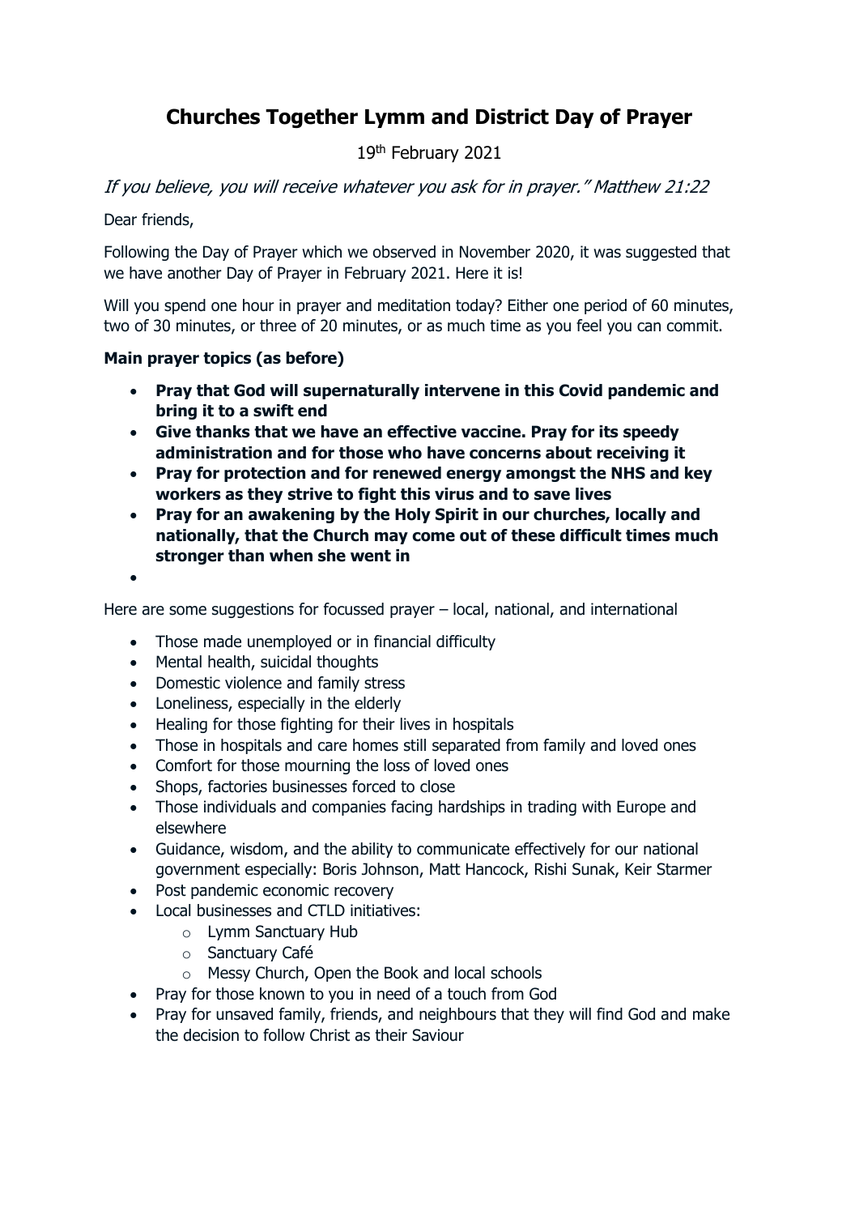# Churches Together Lymm and District Day of Prayer

19th February 2021

*If you believe, you will receive whatever you ask for in prayer." Matthew 21:22*

Dear friends,

Following the Day of Prayer which we observed in November 2020, it was suggested that we have another Day of Prayer in February 2021. Here it is!

Will you spend one hour in prayer and meditation today? Either one period of 60 minutes, two of 30 minutes, or three of 20 minutes, or as much time as you feel you can commit.

**Main prayer topics (as before)**

- **Pray that God will supernaturally intervene in this Covid pandemic and bring it to a swift end**
- **Give thanks that we have an effective vaccine. Pray for its speedy administration and for those who have concerns about receiving it**
- **Pray for protection and for renewed energy amongst the NHS and key workers as they strive to fight this virus and to save lives**
- **Pray for an awakening by the Holy Spirit in our churches, locally and nationally, that the Church may come out of these difficult times much stronger than when she went in**

Here are some suggestions for focussed prayer – local, national, and international

- Those made unemployed or in financial difficulty
- Mental health, suicidal thoughts
- Domestic violence and family stress
- Loneliness, especially in the elderly
- Healing for those fighting for their lives in hospitals
- Those in hospitals and care homes still separated from family and loved ones
- Comfort for those mourning the loss of loved ones
- Shops, factories businesses forced to close
- Those individuals and companies facing hardships in trading with Europe and elsewhere
- Guidance, wisdom, and the ability to communicate effectively for our national government especially: Boris Johnson, Matt Hancock, Rishi Sunak, Keir Starmer
- Post pandemic economic recovery
- Local businesses and CTLD initiatives:
  - Lymm Sanctuary Hub
  - Sanctuary Café
  - Messy Church, Open the Book and local schools
- Pray for those known to you in need of a touch from God
- Pray for unsaved family, friends, and neighbours that they will find God and make the decision to follow Christ as their Saviour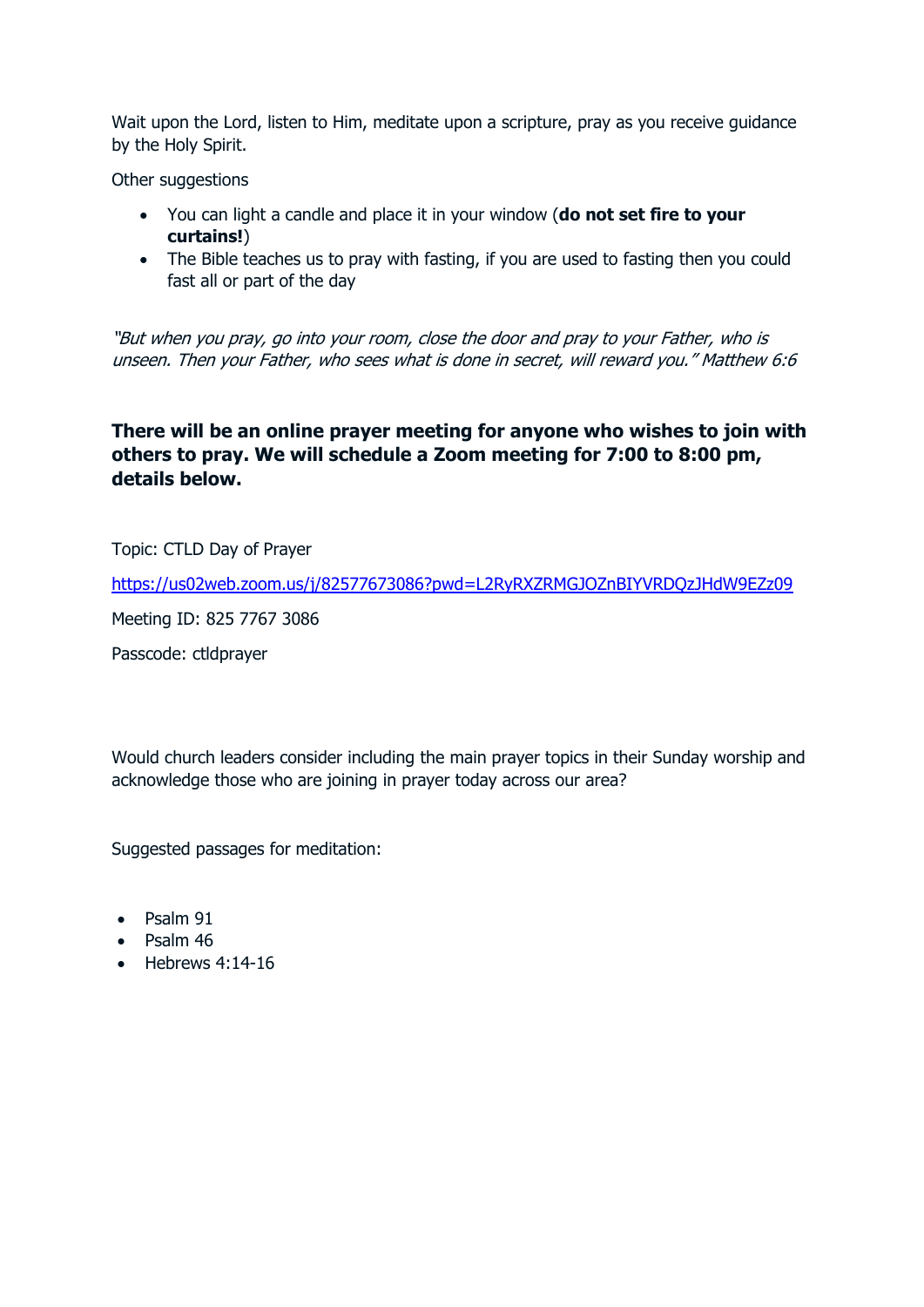Wait upon the Lord, listen to Him, meditate upon a scripture, pray as you receive guidance by the Holy Spirit.

Other suggestions

- You can light a candle and place it in your window (**do not set fire to your curtains!**)
- The Bible teaches us to pray with fasting, if you are used to fasting then you could fast all or part of the day

*"But when you pray, go into your room, close the door and pray to your Father, who is unseen. Then your Father, who sees what is done in secret, will reward you." Matthew 6:6*

**There will be an online prayer meeting for anyone who wishes to join with others to pray. We will schedule a Zoom meeting for 7:00 to 8:00 pm, details below.**

Topic: CTLD Day of Prayer

https://us02web.zoom.us/j/82577673086?pwd=L2RyRXZRMGJOZnBIYVRDQzJHdW9EZz09

Meeting ID: 825 7767 3086

Passcode: ctldprayer

Would church leaders consider including the main prayer topics in their Sunday worship and acknowledge those who are joining in prayer today across our area?

Suggested passages for meditation:

- Psalm 91
- Psalm 46
- Hebrews 4:14-16